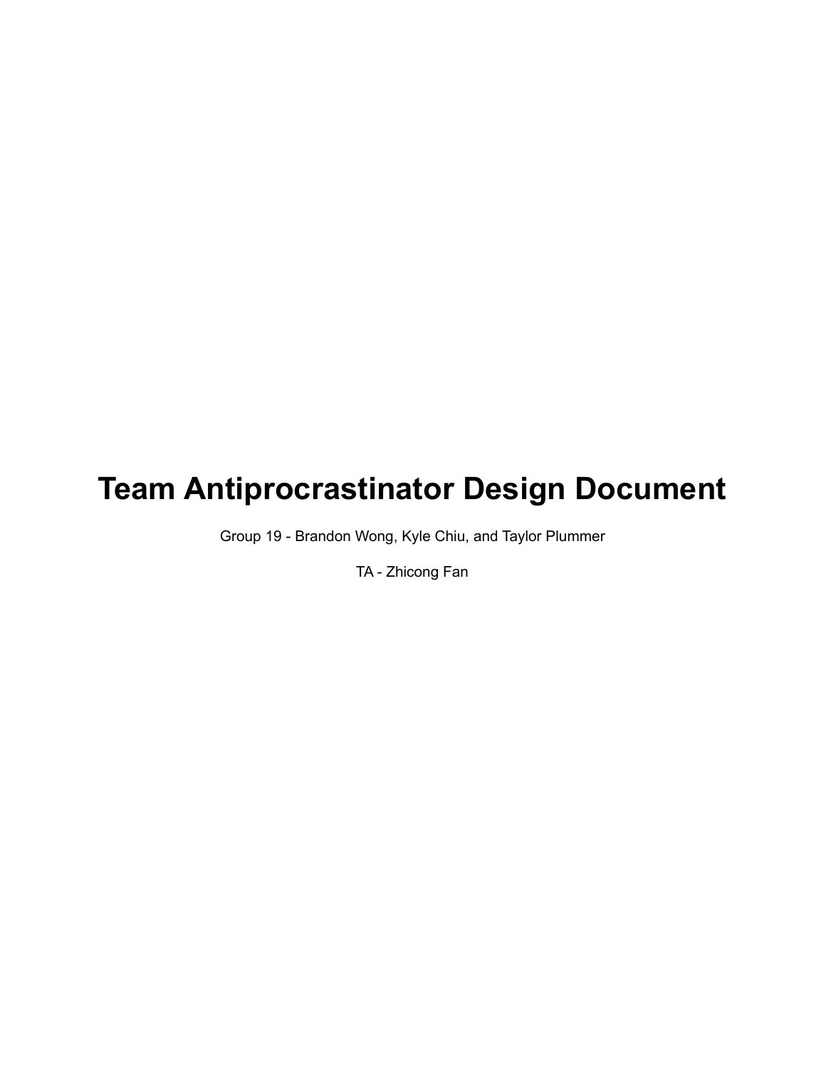# Team Antiprocrastinator Design Document

Group 19 - Brandon Wong, Kyle Chiu, and Taylor Plummer

TA - Zhicong Fan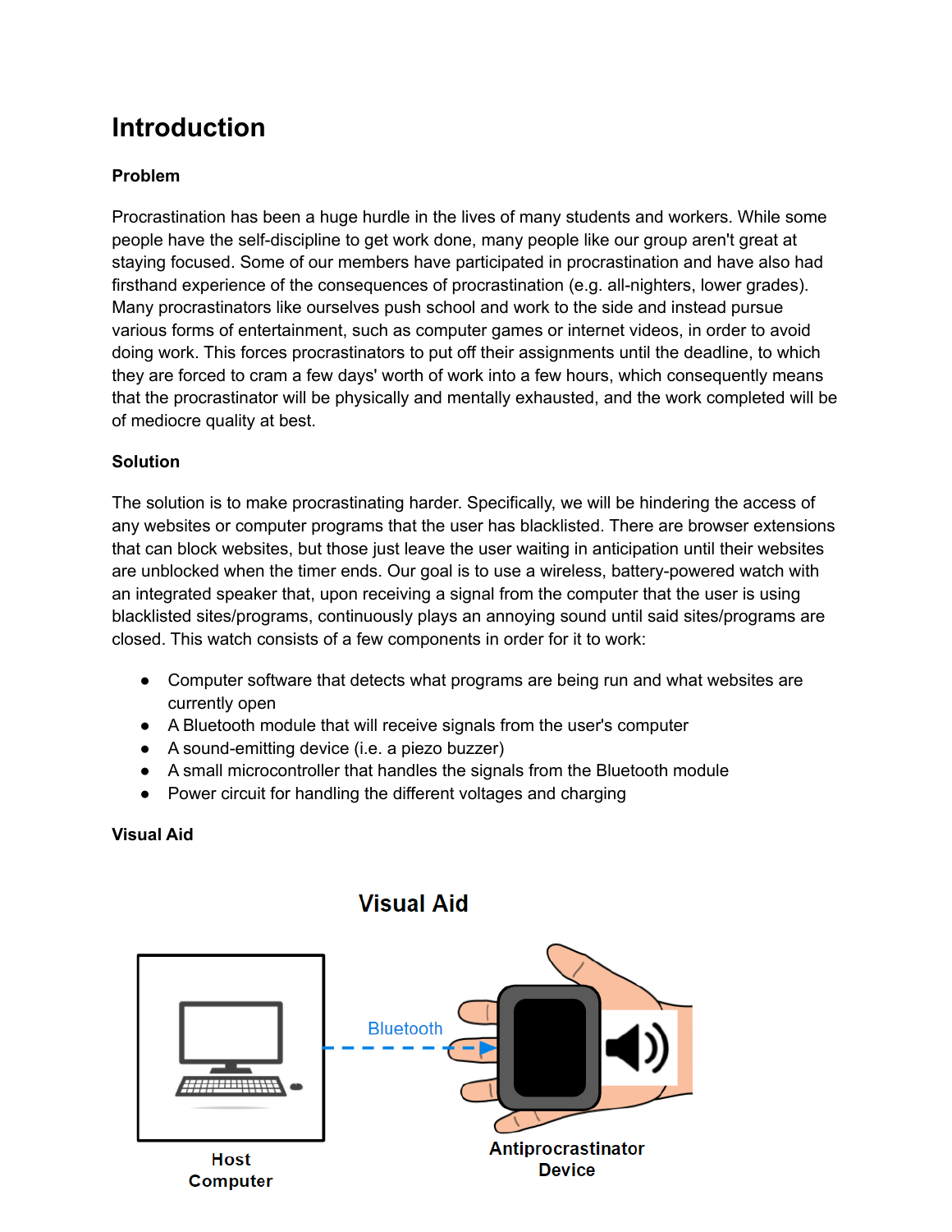# Introduction

**Problem**

Procrastination has been a huge hurdle in the lives of many students and workers. While some people have the self-discipline to get work done, many people like our group aren't great at staying focused. Some of our members have participated in procrastination and have also had firsthand experience of the consequences of procrastination (e.g. all-nighters, lower grades). Many procrastinators like ourselves push school and work to the side and instead pursue various forms of entertainment, such as computer games or internet videos, in order to avoid doing work. This forces procrastinators to put off their assignments until the deadline, to which they are forced to cram a few days' worth of work into a few hours, which consequently means that the procrastinator will be physically and mentally exhausted, and the work completed will be of mediocre quality at best.

**Solution**

The solution is to make procrastinating harder. Specifically, we will be hindering the access of any websites or computer programs that the user has blacklisted. There are browser extensions that can block websites, but those just leave the user waiting in anticipation until their websites are unblocked when the timer ends. Our goal is to use a wireless, battery-powered watch with an integrated speaker that, upon receiving a signal from the computer that the user is using blacklisted sites/programs, continuously plays an annoying sound until said sites/programs are closed. This watch consists of a few components in order for it to work:

- Computer software that detects what programs are being run and what websites are currently open
- A Bluetooth module that will receive signals from the user's computer
- A sound-emitting device (i.e. a piezo buzzer)
- A small microcontroller that handles the signals from the Bluetooth module
- Power circuit for handling the different voltages and charging

**Visual Aid**

Visual Aid

Host Computer — Bluetooth — Antiprocrastinator Device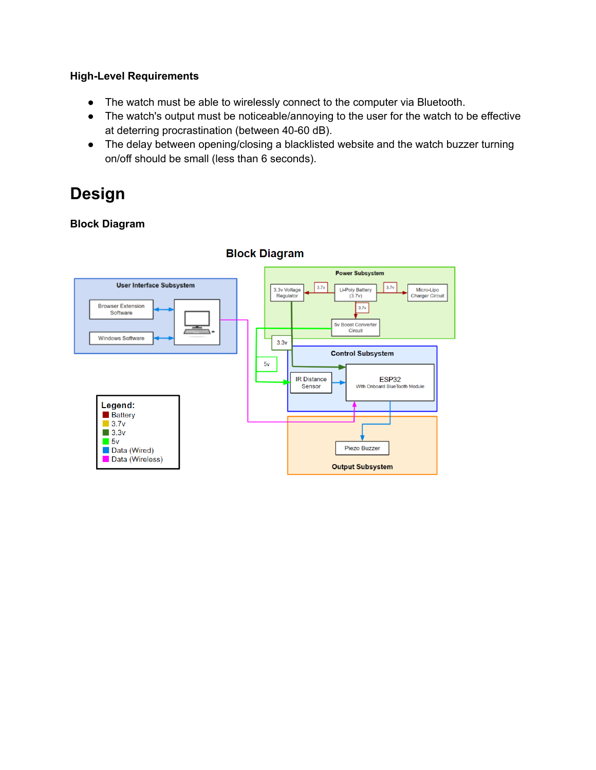### High-Level Requirements

- The watch must be able to wirelessly connect to the computer via Bluetooth.
- The watch's output must be noticeable/annoying to the user for the watch to be effective at deterring procrastination (between 40-60 dB).
- The delay between opening/closing a blacklisted website and the watch buzzer turning on/off should be small (less than 6 seconds).

# Design

### Block Diagram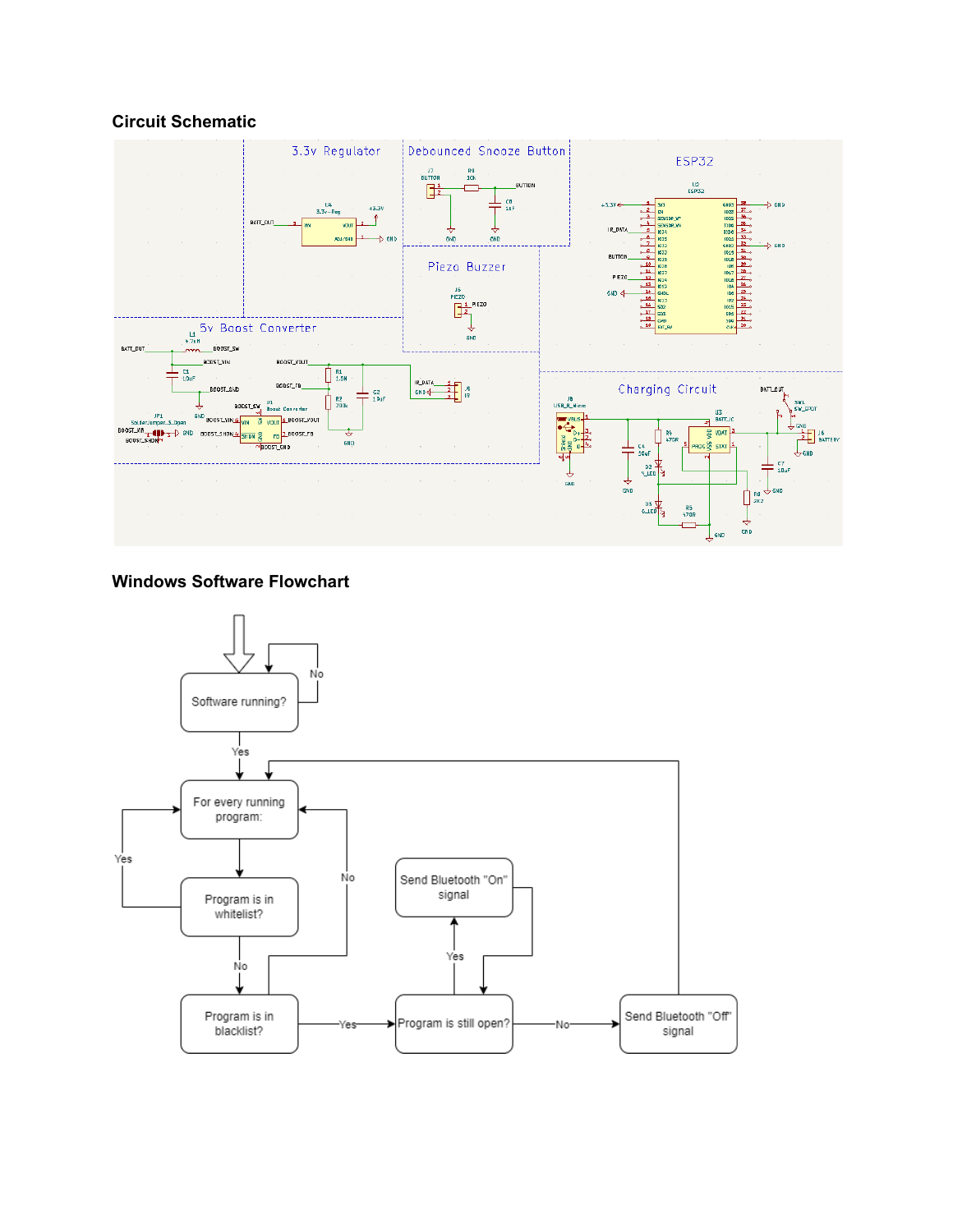### Circuit Schematic

### Windows Software Flowchart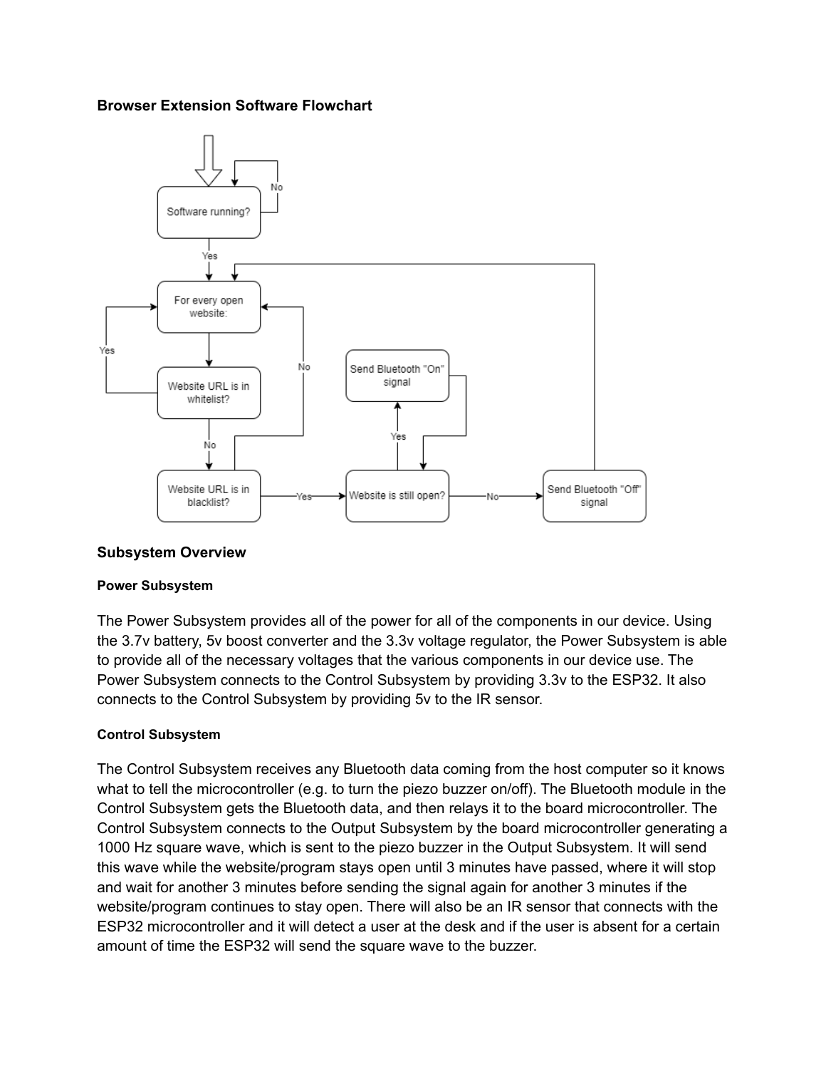### Browser Extension Software Flowchart

### Subsystem Overview

#### Power Subsystem

The Power Subsystem provides all of the power for all of the components in our device. Using the 3.7v battery, 5v boost converter and the 3.3v voltage regulator, the Power Subsystem is able to provide all of the necessary voltages that the various components in our device use. The Power Subsystem connects to the Control Subsystem by providing 3.3v to the ESP32. It also connects to the Control Subsystem by providing 5v to the IR sensor.

#### Control Subsystem

The Control Subsystem receives any Bluetooth data coming from the host computer so it knows what to tell the microcontroller (e.g. to turn the piezo buzzer on/off). The Bluetooth module in the Control Subsystem gets the Bluetooth data, and then relays it to the board microcontroller. The Control Subsystem connects to the Output Subsystem by the board microcontroller generating a 1000 Hz square wave, which is sent to the piezo buzzer in the Output Subsystem. It will send this wave while the website/program stays open until 3 minutes have passed, where it will stop and wait for another 3 minutes before sending the signal again for another 3 minutes if the website/program continues to stay open. There will also be an IR sensor that connects with the ESP32 microcontroller and it will detect a user at the desk and if the user is absent for a certain amount of time the ESP32 will send the square wave to the buzzer.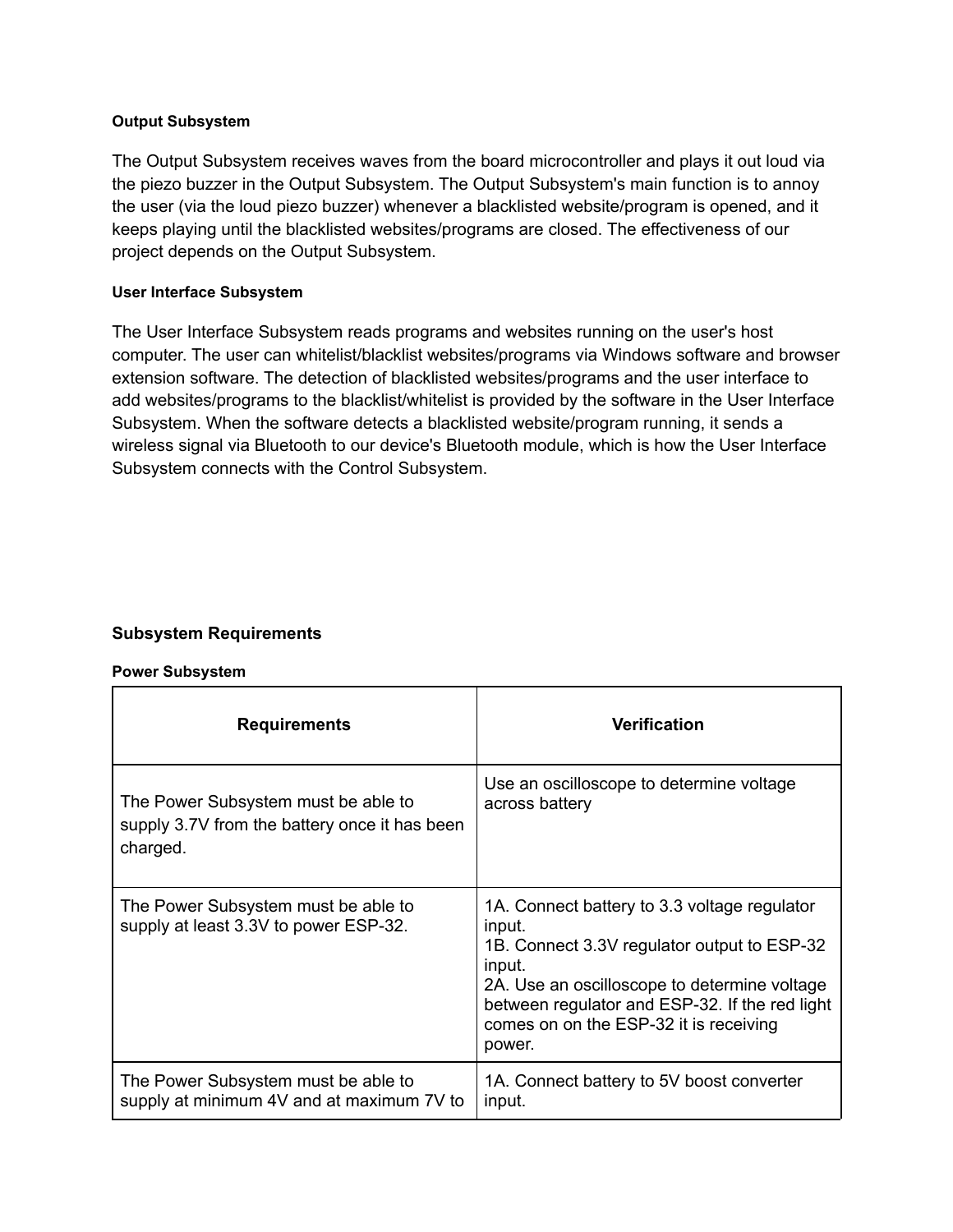#### Output Subsystem

The Output Subsystem receives waves from the board microcontroller and plays it out loud via the piezo buzzer in the Output Subsystem. The Output Subsystem's main function is to annoy the user (via the loud piezo buzzer) whenever a blacklisted website/program is opened, and it keeps playing until the blacklisted websites/programs are closed. The effectiveness of our project depends on the Output Subsystem.

#### User Interface Subsystem

The User Interface Subsystem reads programs and websites running on the user's host computer. The user can whitelist/blacklist websites/programs via Windows software and browser extension software. The detection of blacklisted websites/programs and the user interface to add websites/programs to the blacklist/whitelist is provided by the software in the User Interface Subsystem. When the software detects a blacklisted website/program running, it sends a wireless signal via Bluetooth to our device's Bluetooth module, which is how the User Interface Subsystem connects with the Control Subsystem.

### Subsystem Requirements

#### Power Subsystem

| Requirements | Verification |
| --- | --- |
| The Power Subsystem must be able to supply 3.7V from the battery once it has been charged. | Use an oscilloscope to determine voltage across battery |
| The Power Subsystem must be able to supply at least 3.3V to power ESP-32. | 1A. Connect battery to 3.3 voltage regulator input.<br>1B. Connect 3.3V regulator output to ESP-32 input.<br>2A. Use an oscilloscope to determine voltage between regulator and ESP-32. If the red light comes on on the ESP-32 it is receiving power. |
| The Power Subsystem must be able to supply at minimum 4V and at maximum 7V to | 1A. Connect battery to 5V boost converter input. |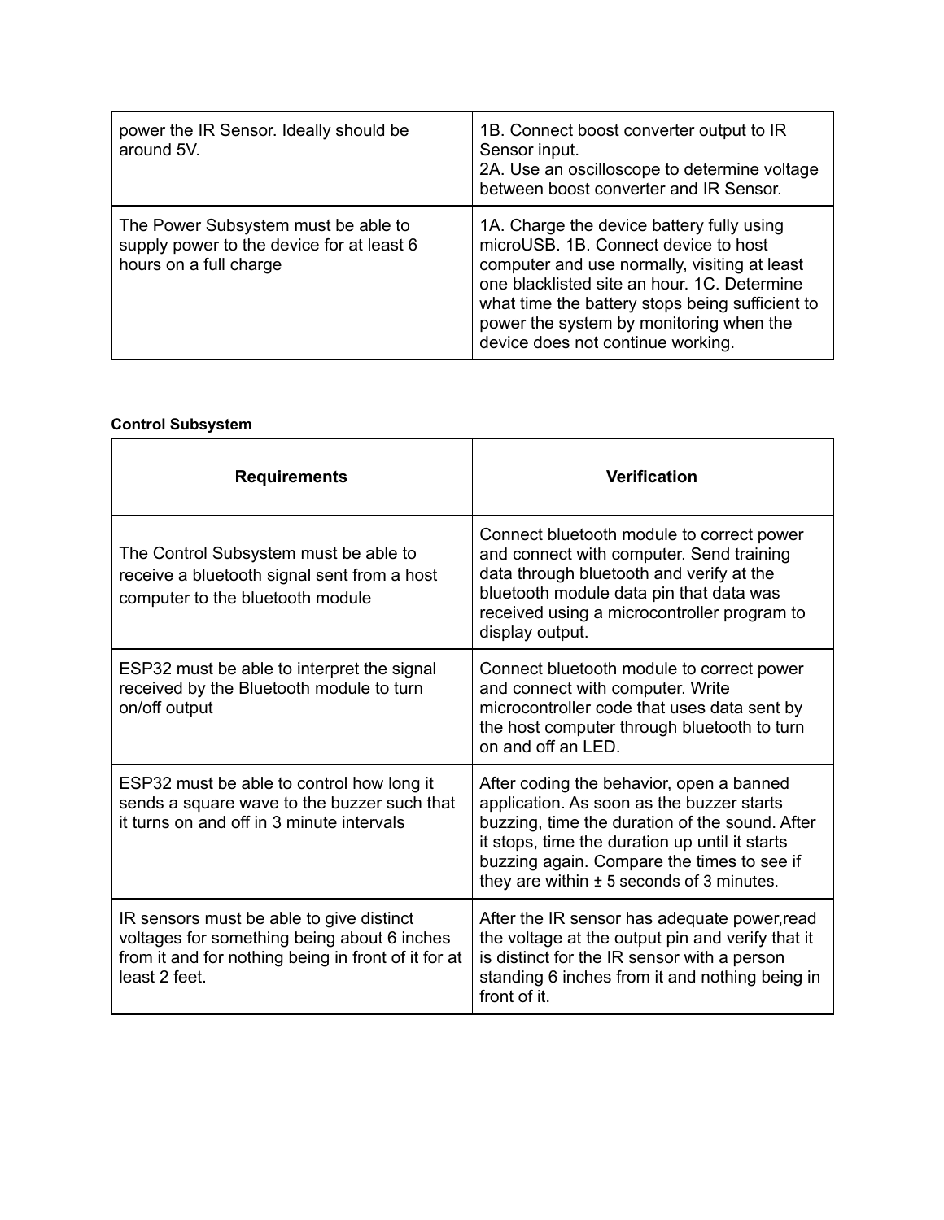| | |
|---|---|
| power the IR Sensor. Ideally should be around 5V. | 1B. Connect boost converter output to IR Sensor input.<br>2A. Use an oscilloscope to determine voltage between boost converter and IR Sensor. |
| The Power Subsystem must be able to supply power to the device for at least 6 hours on a full charge | 1A. Charge the device battery fully using microUSB. 1B. Connect device to host computer and use normally, visiting at least one blacklisted site an hour. 1C. Determine what time the battery stops being sufficient to power the system by monitoring when the device does not continue working. |

**Control Subsystem**

| Requirements | Verification |
|---|---|
| The Control Subsystem must be able to receive a bluetooth signal sent from a host computer to the bluetooth module | Connect bluetooth module to correct power and connect with computer. Send training data through bluetooth and verify at the bluetooth module data pin that data was received using a microcontroller program to display output. |
| ESP32 must be able to interpret the signal received by the Bluetooth module to turn on/off output | Connect bluetooth module to correct power and connect with computer. Write microcontroller code that uses data sent by the host computer through bluetooth to turn on and off an LED. |
| ESP32 must be able to control how long it sends a square wave to the buzzer such that it turns on and off in 3 minute intervals | After coding the behavior, open a banned application. As soon as the buzzer starts buzzing, time the duration of the sound. After it stops, time the duration up until it starts buzzing again. Compare the times to see if they are within ± 5 seconds of 3 minutes. |
| IR sensors must be able to give distinct voltages for something being about 6 inches from it and for nothing being in front of it for at least 2 feet. | After the IR sensor has adequate power,read the voltage at the output pin and verify that it is distinct for the IR sensor with a person standing 6 inches from it and nothing being in front of it. |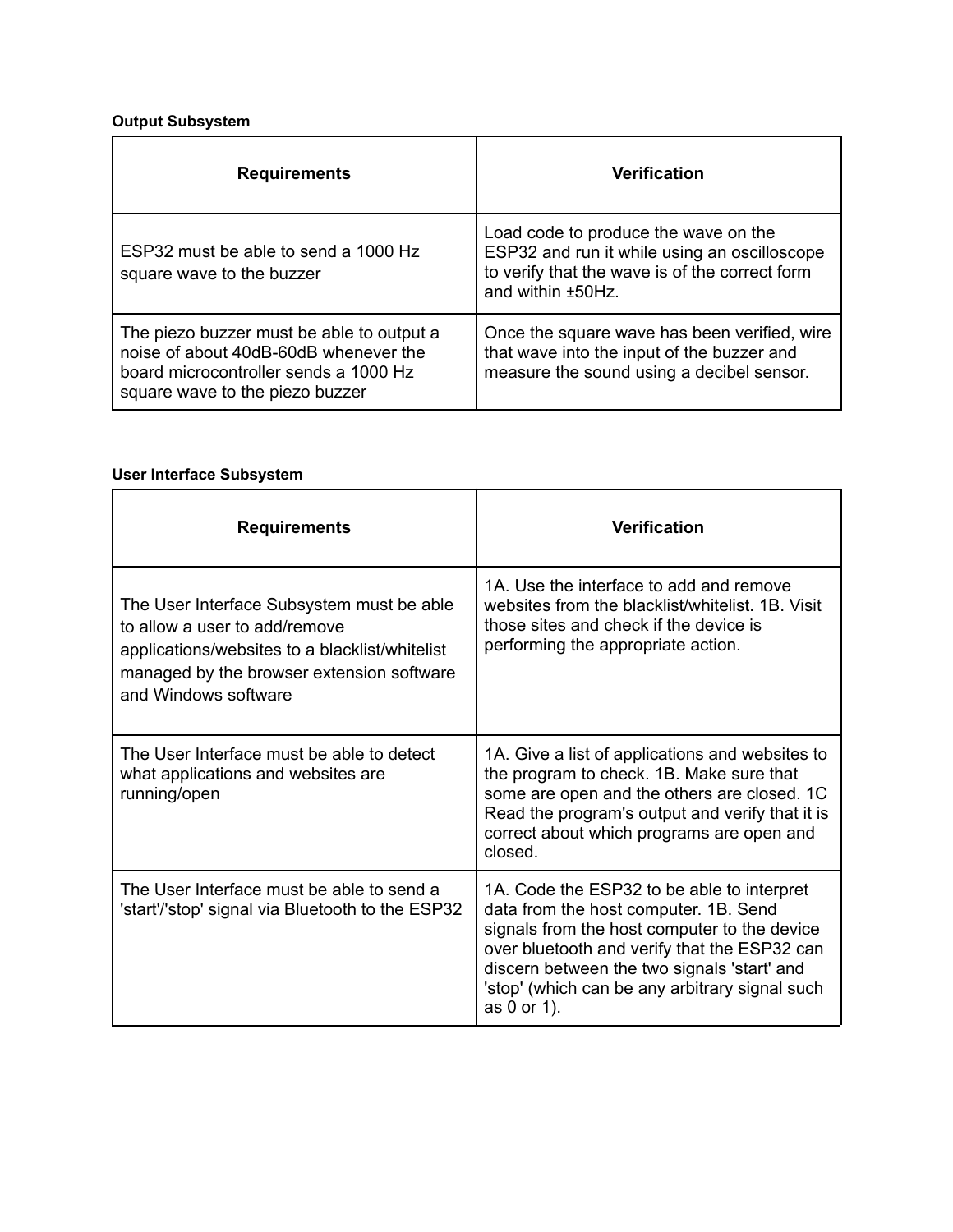**Output Subsystem**

| Requirements | Verification |
| --- | --- |
| ESP32 must be able to send a 1000 Hz square wave to the buzzer | Load code to produce the wave on the ESP32 and run it while using an oscilloscope to verify that the wave is of the correct form and within ±50Hz. |
| The piezo buzzer must be able to output a noise of about 40dB-60dB whenever the board microcontroller sends a 1000 Hz square wave to the piezo buzzer | Once the square wave has been verified, wire that wave into the input of the buzzer and measure the sound using a decibel sensor. |

**User Interface Subsystem**

| Requirements | Verification |
| --- | --- |
| The User Interface Subsystem must be able to allow a user to add/remove applications/websites to a blacklist/whitelist managed by the browser extension software and Windows software | 1A. Use the interface to add and remove websites from the blacklist/whitelist. 1B. Visit those sites and check if the device is performing the appropriate action. |
| The User Interface must be able to detect what applications and websites are running/open | 1A. Give a list of applications and websites to the program to check. 1B. Make sure that some are open and the others are closed. 1C Read the program's output and verify that it is correct about which programs are open and closed. |
| The User Interface must be able to send a 'start'/'stop' signal via Bluetooth to the ESP32 | 1A. Code the ESP32 to be able to interpret data from the host computer. 1B. Send signals from the host computer to the device over bluetooth and verify that the ESP32 can discern between the two signals 'start' and 'stop' (which can be any arbitrary signal such as 0 or 1). |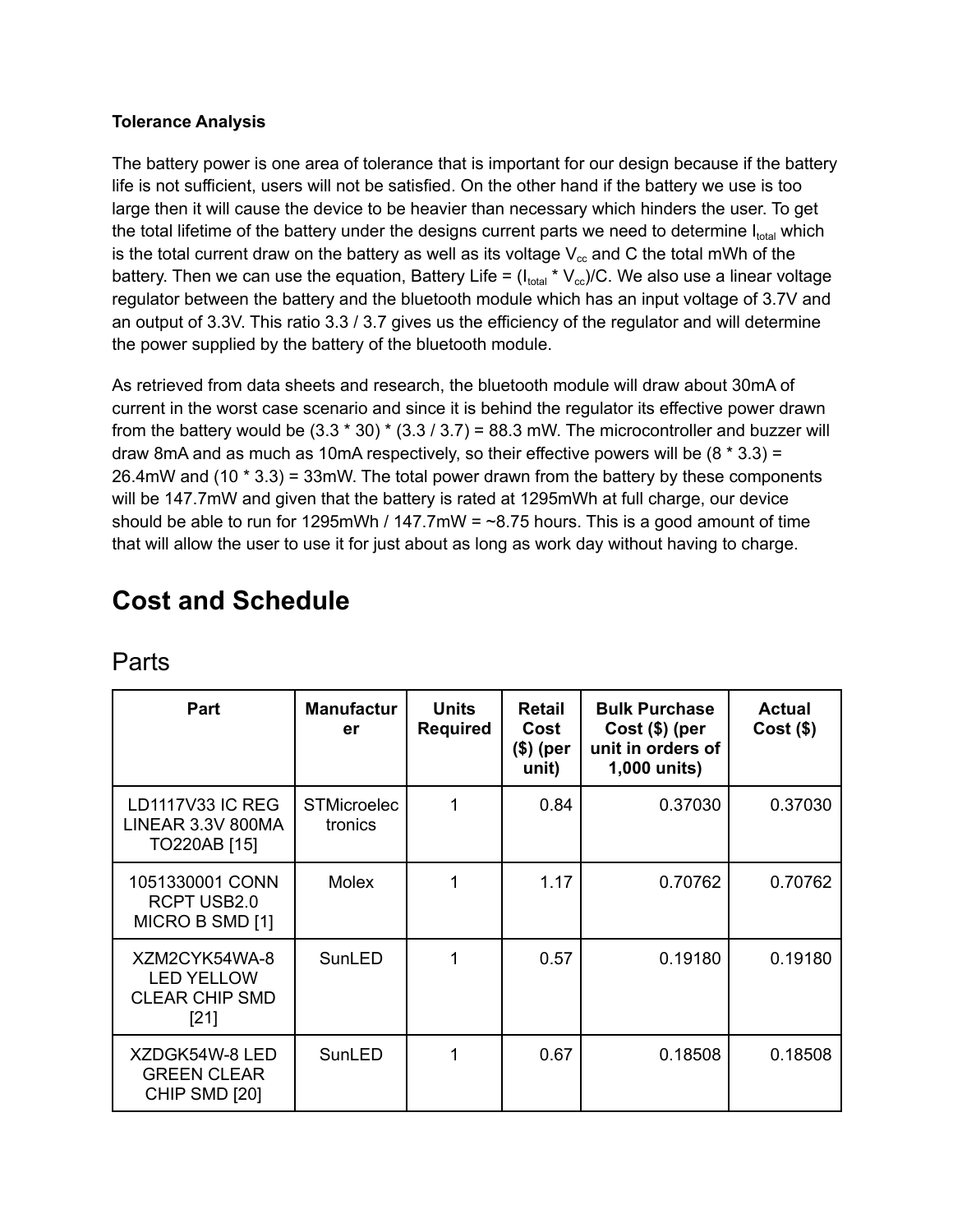**Tolerance Analysis**

The battery power is one area of tolerance that is important for our design because if the battery life is not sufficient, users will not be satisfied. On the other hand if the battery we use is too large then it will cause the device to be heavier than necessary which hinders the user. To get the total lifetime of the battery under the designs current parts we need to determine $I_{total}$ which is the total current draw on the battery as well as its voltage $V_{cc}$ and C the total mWh of the battery. Then we can use the equation, Battery Life = ($I_{total}$ * $V_{cc}$)/C. We also use a linear voltage regulator between the battery and the bluetooth module which has an input voltage of 3.7V and an output of 3.3V. This ratio 3.3 / 3.7 gives us the efficiency of the regulator and will determine the power supplied by the battery of the bluetooth module.

As retrieved from data sheets and research, the bluetooth module will draw about 30mA of current in the worst case scenario and since it is behind the regulator its effective power drawn from the battery would be (3.3 * 30) * (3.3 / 3.7) = 88.3 mW. The microcontroller and buzzer will draw 8mA and as much as 10mA respectively, so their effective powers will be (8 * 3.3) = 26.4mW and (10 * 3.3) = 33mW. The total power drawn from the battery by these components will be 147.7mW and given that the battery is rated at 1295mWh at full charge, our device should be able to run for 1295mWh / 147.7mW = ~8.75 hours. This is a good amount of time that will allow the user to use it for just about as long as work day without having to charge.

# Cost and Schedule

## Parts

| Part | Manufacturer | Units Required | Retail Cost ($) (per unit) | Bulk Purchase Cost ($) (per unit in orders of 1,000 units) | Actual Cost ($) |
|---|---|---|---|---|---|
| LD1117V33 IC REG LINEAR 3.3V 800MA TO220AB [15] | STMicroelectronics | 1 | 0.84 | 0.37030 | 0.37030 |
| 1051330001 CONN RCPT USB2.0 MICRO B SMD [1] | Molex | 1 | 1.17 | 0.70762 | 0.70762 |
| XZM2CYK54WA-8 LED YELLOW CLEAR CHIP SMD [21] | SunLED | 1 | 0.57 | 0.19180 | 0.19180 |
| XZDGK54W-8 LED GREEN CLEAR CHIP SMD [20] | SunLED | 1 | 0.67 | 0.18508 | 0.18508 |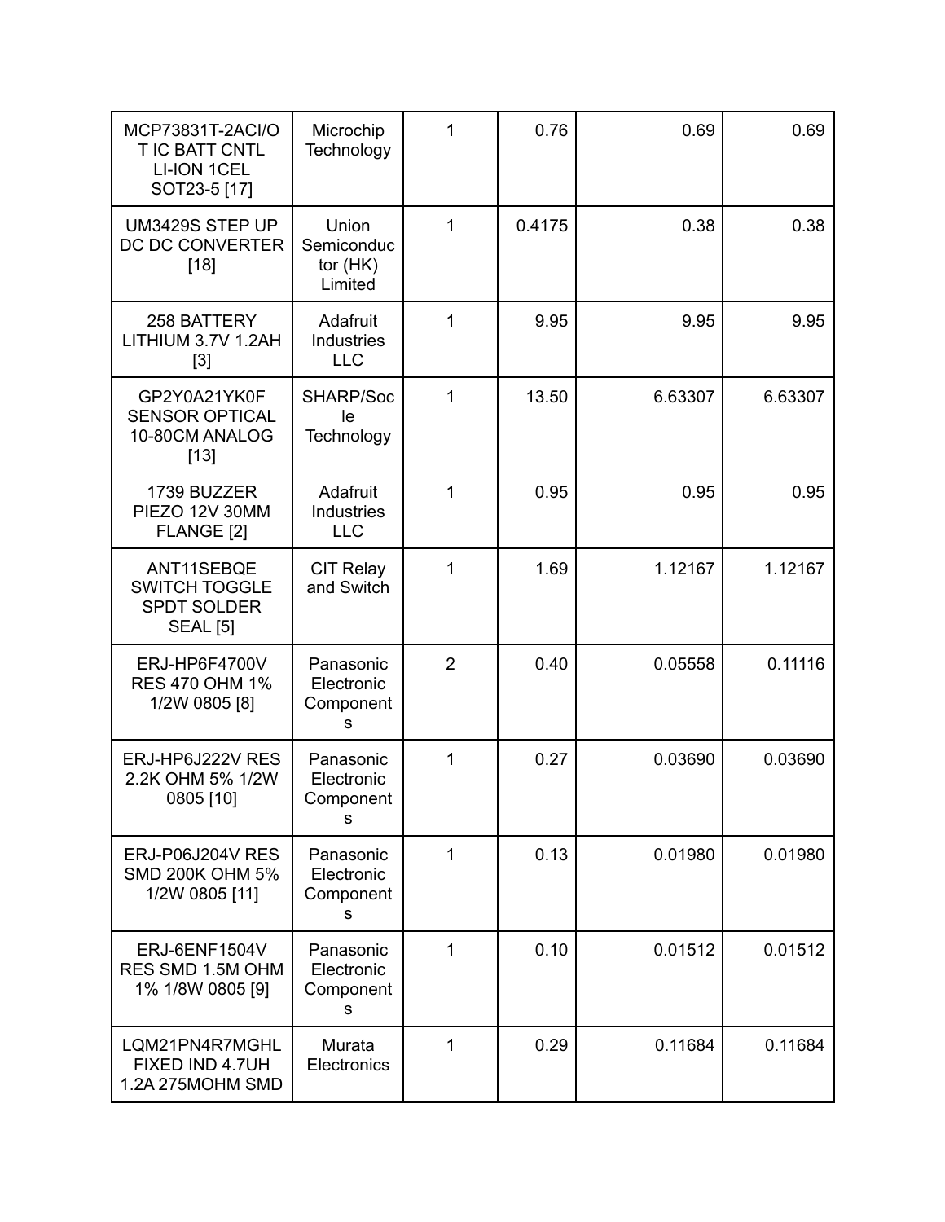| | | | | | |
|---|---|---|---|---|---|
| MCP73831T-2ACI/OT IC BATT CNTL LI-ION 1CEL SOT23-5 [17] | Microchip Technology | 1 | 0.76 | 0.69 | 0.69 |
| UM3429S STEP UP DC DC CONVERTER [18] | Union Semiconductor (HK) Limited | 1 | 0.4175 | 0.38 | 0.38 |
| 258 BATTERY LITHIUM 3.7V 1.2AH [3] | Adafruit Industries LLC | 1 | 9.95 | 9.95 | 9.95 |
| GP2Y0A21YK0F SENSOR OPTICAL 10-80CM ANALOG [13] | SHARP/Socle Technology | 1 | 13.50 | 6.63307 | 6.63307 |
| 1739 BUZZER PIEZO 12V 30MM FLANGE [2] | Adafruit Industries LLC | 1 | 0.95 | 0.95 | 0.95 |
| ANT11SEBQE SWITCH TOGGLE SPDT SOLDER SEAL [5] | CIT Relay and Switch | 1 | 1.69 | 1.12167 | 1.12167 |
| ERJ-HP6F4700V RES 470 OHM 1% 1/2W 0805 [8] | Panasonic Electronic Components | 2 | 0.40 | 0.05558 | 0.11116 |
| ERJ-HP6J222V RES 2.2K OHM 5% 1/2W 0805 [10] | Panasonic Electronic Components | 1 | 0.27 | 0.03690 | 0.03690 |
| ERJ-P06J204V RES SMD 200K OHM 5% 1/2W 0805 [11] | Panasonic Electronic Components | 1 | 0.13 | 0.01980 | 0.01980 |
| ERJ-6ENF1504V RES SMD 1.5M OHM 1% 1/8W 0805 [9] | Panasonic Electronic Components | 1 | 0.10 | 0.01512 | 0.01512 |
| LQM21PN4R7MGHL FIXED IND 4.7UH 1.2A 275MOHM SMD | Murata Electronics | 1 | 0.29 | 0.11684 | 0.11684 |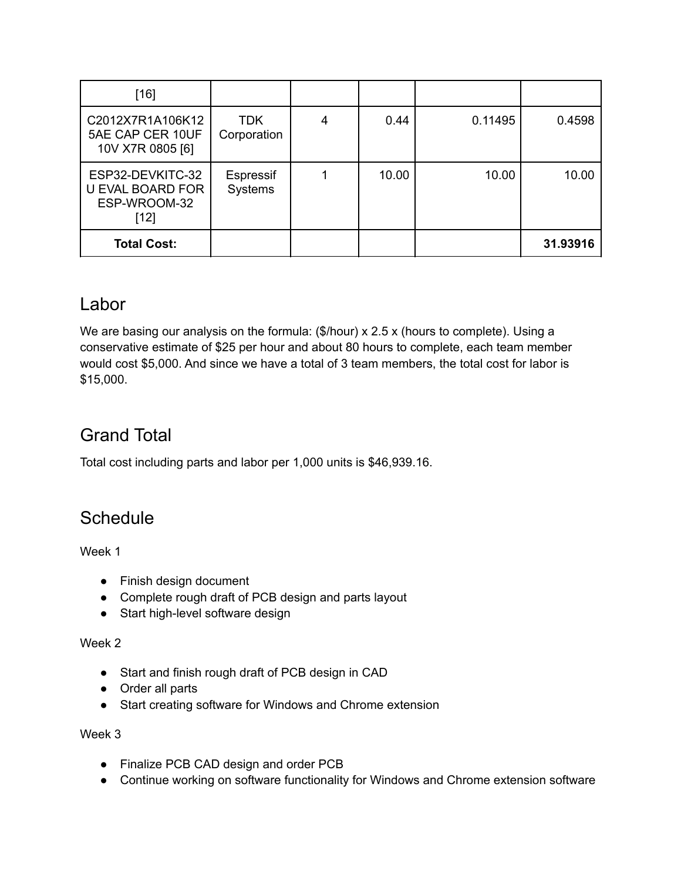| [16] | | | | | |
|---|---|---|---|---|---|
| C2012X7R1A106K125AE CAP CER 10UF 10V X7R 0805 [6] | TDK Corporation | 4 | 0.44 | 0.11495 | 0.4598 |
| ESP32-DEVKITC-32U EVAL BOARD FOR ESP-WROOM-32 [12] | Espressif Systems | 1 | 10.00 | 10.00 | 10.00 |
| **Total Cost:** | | | | | **31.93916** |

## Labor

We are basing our analysis on the formula: ($/hour) x 2.5 x (hours to complete). Using a conservative estimate of $25 per hour and about 80 hours to complete, each team member would cost $5,000. And since we have a total of 3 team members, the total cost for labor is $15,000.

## Grand Total

Total cost including parts and labor per 1,000 units is $46,939.16.

## Schedule

Week 1

- Finish design document
- Complete rough draft of PCB design and parts layout
- Start high-level software design

Week 2

- Start and finish rough draft of PCB design in CAD
- Order all parts
- Start creating software for Windows and Chrome extension

Week 3

- Finalize PCB CAD design and order PCB
- Continue working on software functionality for Windows and Chrome extension software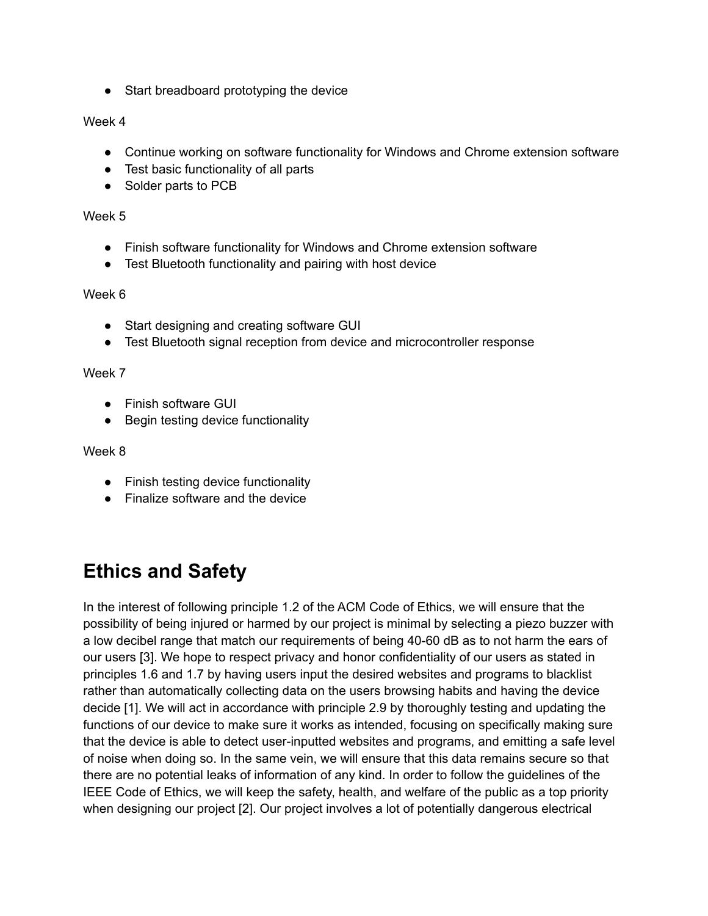- Start breadboard prototyping the device

Week 4

- Continue working on software functionality for Windows and Chrome extension software
- Test basic functionality of all parts
- Solder parts to PCB

Week 5

- Finish software functionality for Windows and Chrome extension software
- Test Bluetooth functionality and pairing with host device

Week 6

- Start designing and creating software GUI
- Test Bluetooth signal reception from device and microcontroller response

Week 7

- Finish software GUI
- Begin testing device functionality

Week 8

- Finish testing device functionality
- Finalize software and the device

# Ethics and Safety

In the interest of following principle 1.2 of the ACM Code of Ethics, we will ensure that the possibility of being injured or harmed by our project is minimal by selecting a piezo buzzer with a low decibel range that match our requirements of being 40-60 dB as to not harm the ears of our users [3]. We hope to respect privacy and honor confidentiality of our users as stated in principles 1.6 and 1.7 by having users input the desired websites and programs to blacklist rather than automatically collecting data on the users browsing habits and having the device decide [1]. We will act in accordance with principle 2.9 by thoroughly testing and updating the functions of our device to make sure it works as intended, focusing on specifically making sure that the device is able to detect user-inputted websites and programs, and emitting a safe level of noise when doing so. In the same vein, we will ensure that this data remains secure so that there are no potential leaks of information of any kind. In order to follow the guidelines of the IEEE Code of Ethics, we will keep the safety, health, and welfare of the public as a top priority when designing our project [2]. Our project involves a lot of potentially dangerous electrical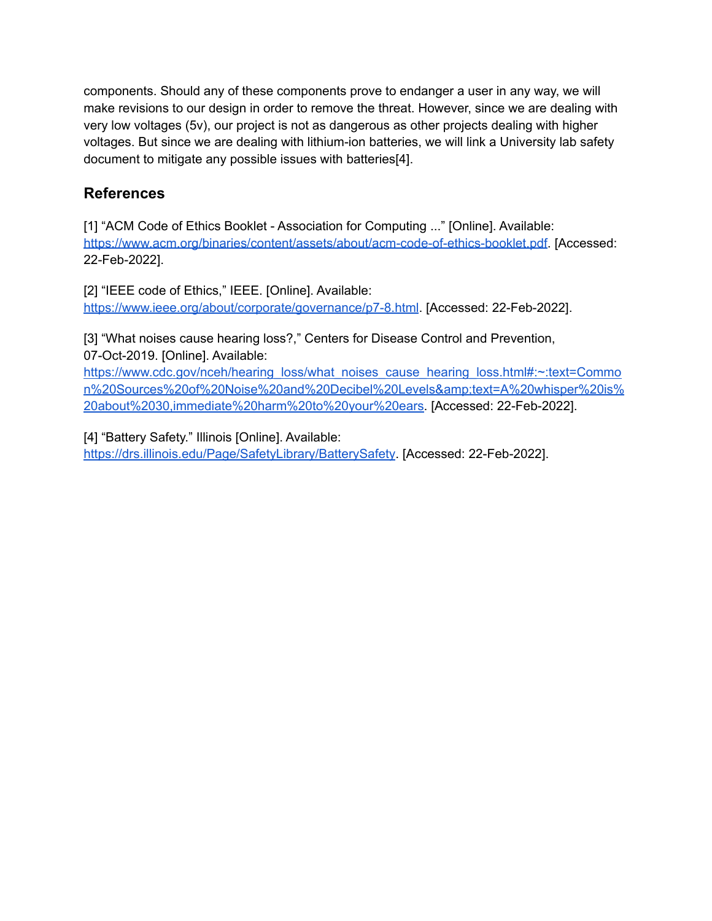components. Should any of these components prove to endanger a user in any way, we will make revisions to our design in order to remove the threat. However, since we are dealing with very low voltages (5v), our project is not as dangerous as other projects dealing with higher voltages. But since we are dealing with lithium-ion batteries, we will link a University lab safety document to mitigate any possible issues with batteries[4].

## References

[1] "ACM Code of Ethics Booklet - Association for Computing ..." [Online]. Available: https://www.acm.org/binaries/content/assets/about/acm-code-of-ethics-booklet.pdf. [Accessed: 22-Feb-2022].

[2] "IEEE code of Ethics," IEEE. [Online]. Available: https://www.ieee.org/about/corporate/governance/p7-8.html. [Accessed: 22-Feb-2022].

[3] "What noises cause hearing loss?," Centers for Disease Control and Prevention, 07-Oct-2019. [Online]. Available: https://www.cdc.gov/nceh/hearing_loss/what_noises_cause_hearing_loss.html#:~:text=Common%20Sources%20of%20Noise%20and%20Decibel%20Levels&amp;text=A%20whisper%20is%20about%2030,immediate%20harm%20to%20your%20ears. [Accessed: 22-Feb-2022].

[4] "Battery Safety." Illinois [Online]. Available: https://drs.illinois.edu/Page/SafetyLibrary/BatterySafety. [Accessed: 22-Feb-2022].